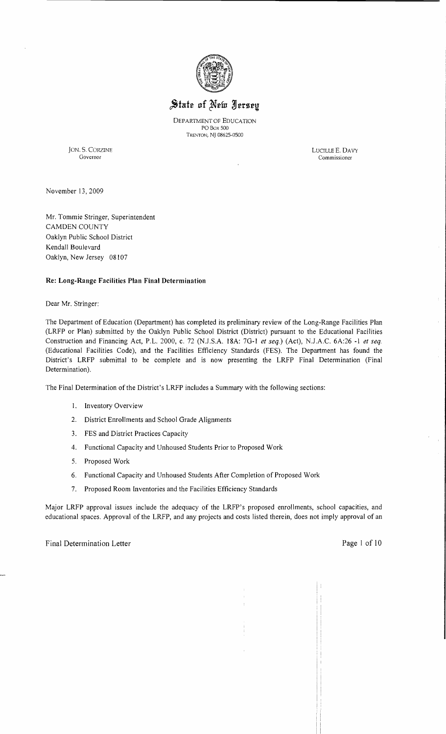# State of New Jersey

DEPARTMENT OF EDUCATION
PO Box 500
TRENTON, NJ 08625-0500

JON. S. CORZINE
Governor

LUCILLE E. DAVY
Commissioner

November 13, 2009

Mr. Tommie Stringer, Superintendent
CAMDEN COUNTY
Oaklyn Public School District
Kendall Boulevard
Oaklyn, New Jersey 08107

**Re: Long-Range Facilities Plan Final Determination**

Dear Mr. Stringer:

The Department of Education (Department) has completed its preliminary review of the Long-Range Facilities Plan (LRFP or Plan) submitted by the Oaklyn Public School District (District) pursuant to the Educational Facilities Construction and Financing Act, P.L. 2000, c. 72 (N.J.S.A. 18A: 7G-1 *et seq.*) (Act), N.J.A.C. 6A:26 -1 *et seq.* (Educational Facilities Code), and the Facilities Efficiency Standards (FES). The Department has found the District's LRFP submittal to be complete and is now presenting the LRFP Final Determination (Final Determination).

The Final Determination of the District's LRFP includes a Summary with the following sections:

1. Inventory Overview
2. District Enrollments and School Grade Alignments
3. FES and District Practices Capacity
4. Functional Capacity and Unhoused Students Prior to Proposed Work
5. Proposed Work
6. Functional Capacity and Unhoused Students After Completion of Proposed Work
7. Proposed Room Inventories and the Facilities Efficiency Standards

Major LRFP approval issues include the adequacy of the LRFP's proposed enrollments, school capacities, and educational spaces. Approval of the LRFP, and any projects and costs listed therein, does not imply approval of an

Final Determination Letter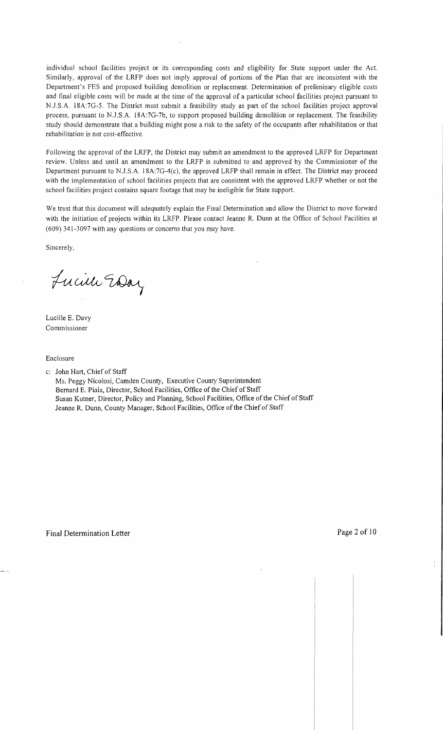individual school facilities project or its corresponding costs and eligibility for State support under the Act. Similarly, approval of the LRFP does not imply approval of portions of the Plan that are inconsistent with the Department's FES and proposed building demolition or replacement. Determination of preliminary eligible costs and final eligible costs will be made at the time of the approval of a particular school facilities project pursuant to N.J.S.A. 18A:7G-5. The District must submit a feasibility study as part of the school facilities project approval process, pursuant to N.J.S.A. 18A:7G-7b, to support proposed building demolition or replacement. The feasibility study should demonstrate that a building might pose a risk to the safety of the occupants after rehabilitation or that rehabilitation is not cost-effective.

Following the approval of the LRFP, the District may submit an amendment to the approved LRFP for Department review. Unless and until an amendment to the LRFP is submitted to and approved by the Commissioner of the Department pursuant to N.J.S.A. 18A:7G-4(c), the approved LRFP shall remain in effect. The District may proceed with the implementation of school facilities projects that are consistent with the approved LRFP whether or not the school facilities project contains square footage that may be ineligible for State support.

We trust that this document will adequately explain the Final Determination and allow the District to move forward with the initiation of projects within its LRFP. Please contact Jeanne R. Dunn at the Office of School Facilities at (609) 341-3097 with any questions or concerns that you may have.

Sincerely,

Lucille E. Davy
Commissioner

Enclosure

c: John Hart, Chief of Staff
Ms. Peggy Nicolosi, Camden County, Executive County Superintendent
Bernard E. Piaia, Director, School Facilities, Office of the Chief of Staff
Susan Kutner, Director, Policy and Planning, School Facilities, Office of the Chief of Staff
Jeanne R. Dunn, County Manager, School Facilities, Office of the Chief of Staff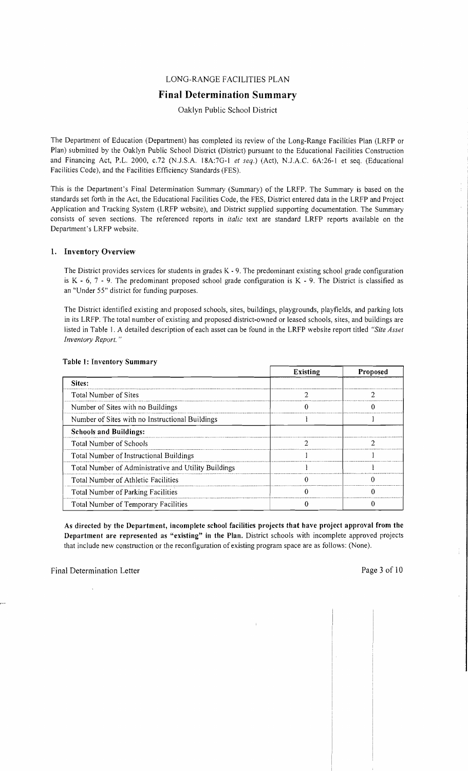LONG-RANGE FACILITIES PLAN

# Final Determination Summary

Oaklyn Public School District

The Department of Education (Department) has completed its review of the Long-Range Facilities Plan (LRFP or Plan) submitted by the Oaklyn Public School District (District) pursuant to the Educational Facilities Construction and Financing Act, P.L. 2000, c.72 (N.J.S.A. 18A:7G-1 *et seq.*) (Act), N.J.A.C. 6A:26-1 et seq. (Educational Facilities Code), and the Facilities Efficiency Standards (FES).

This is the Department's Final Determination Summary (Summary) of the LRFP. The Summary is based on the standards set forth in the Act, the Educational Facilities Code, the FES, District entered data in the LRFP and Project Application and Tracking System (LRFP website), and District supplied supporting documentation. The Summary consists of seven sections. The referenced reports in *italic* text are standard LRFP reports available on the Department's LRFP website.

## 1. Inventory Overview

The District provides services for students in grades K - 9. The predominant existing school grade configuration is K - 6, 7 - 9. The predominant proposed school grade configuration is K - 9. The District is classified as an "Under 55" district for funding purposes.

The District identified existing and proposed schools, sites, buildings, playgrounds, playfields, and parking lots in its LRFP. The total number of existing and proposed district-owned or leased schools, sites, and buildings are listed in Table 1. A detailed description of each asset can be found in the LRFP website report titled *"Site Asset Inventory Report."*

**Table 1: Inventory Summary**

| | Existing | Proposed |
|---|---|---|
| **Sites:** | | |
| Total Number of Sites | 2 | 2 |
| Number of Sites with no Buildings | 0 | 0 |
| Number of Sites with no Instructional Buildings | 1 | 1 |
| **Schools and Buildings:** | | |
| Total Number of Schools | 2 | 2 |
| Total Number of Instructional Buildings | 1 | 1 |
| Total Number of Administrative and Utility Buildings | 1 | 1 |
| Total Number of Athletic Facilities | 0 | 0 |
| Total Number of Parking Facilities | 0 | 0 |
| Total Number of Temporary Facilities | 0 | 0 |

**As directed by the Department, incomplete school facilities projects that have project approval from the Department are represented as "existing" in the Plan.** District schools with incomplete approved projects that include new construction or the reconfiguration of existing program space are as follows: (None).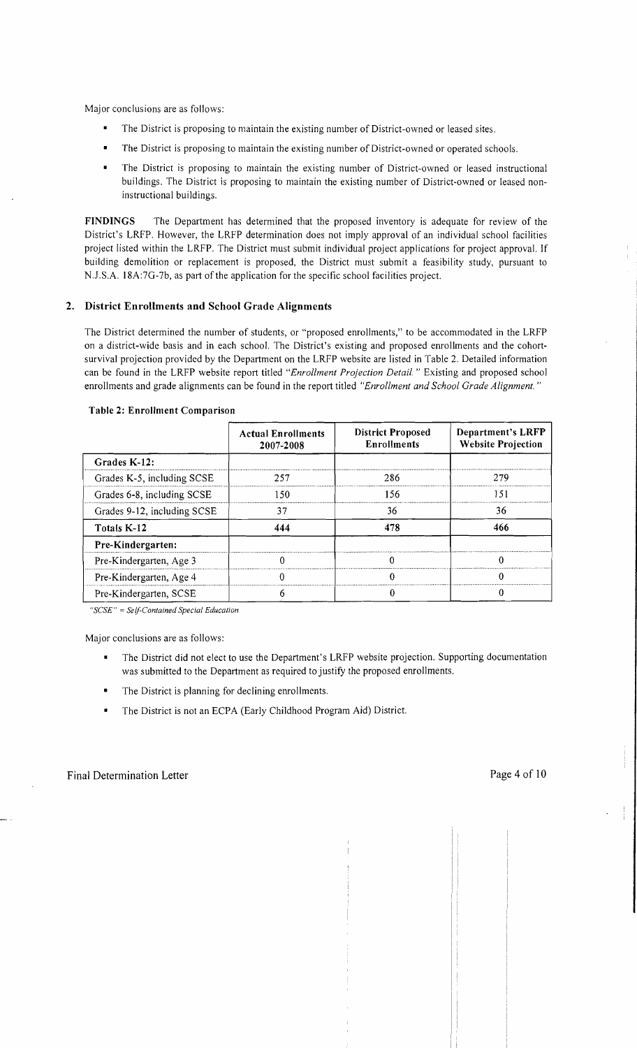Major conclusions are as follows:

- The District is proposing to maintain the existing number of District-owned or leased sites.
- The District is proposing to maintain the existing number of District-owned or operated schools.
- The District is proposing to maintain the existing number of District-owned or leased instructional buildings. The District is proposing to maintain the existing number of District-owned or leased non-instructional buildings.

**FINDINGS** The Department has determined that the proposed inventory is adequate for review of the District's LRFP. However, the LRFP determination does not imply approval of an individual school facilities project listed within the LRFP. The District must submit individual project applications for project approval. If building demolition or replacement is proposed, the District must submit a feasibility study, pursuant to N.J.S.A. 18A:7G-7b, as part of the application for the specific school facilities project.

## 2. District Enrollments and School Grade Alignments

The District determined the number of students, or "proposed enrollments," to be accommodated in the LRFP on a district-wide basis and in each school. The District's existing and proposed enrollments and the cohort-survival projection provided by the Department on the LRFP website are listed in Table 2. Detailed information can be found in the LRFP website report titled *"Enrollment Projection Detail."* Existing and proposed school enrollments and grade alignments can be found in the report titled *"Enrollment and School Grade Alignment."*

**Table 2: Enrollment Comparison**

| | Actual Enrollments 2007-2008 | District Proposed Enrollments | Department's LRFP Website Projection |
|---|---|---|---|
| **Grades K-12:** | | | |
| Grades K-5, including SCSE | 257 | 286 | 279 |
| Grades 6-8, including SCSE | 150 | 156 | 151 |
| Grades 9-12, including SCSE | 37 | 36 | 36 |
| **Totals K-12** | **444** | **478** | **466** |
| **Pre-Kindergarten:** | | | |
| Pre-Kindergarten, Age 3 | 0 | 0 | 0 |
| Pre-Kindergarten, Age 4 | 0 | 0 | 0 |
| Pre-Kindergarten, SCSE | 6 | 0 | 0 |

*"SCSE" = Self-Contained Special Education*

Major conclusions are as follows:

- The District did not elect to use the Department's LRFP website projection. Supporting documentation was submitted to the Department as required to justify the proposed enrollments.
- The District is planning for declining enrollments.
- The District is not an ECPA (Early Childhood Program Aid) District.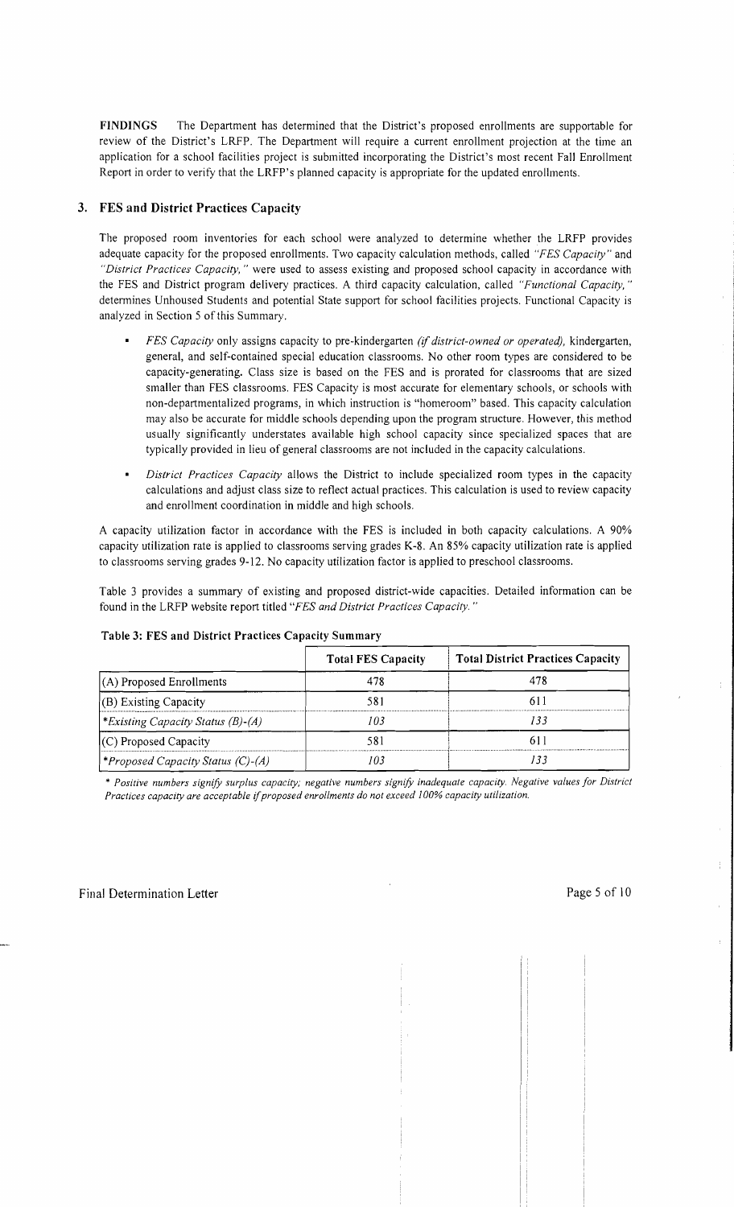**FINDINGS** The Department has determined that the District's proposed enrollments are supportable for review of the District's LRFP. The Department will require a current enrollment projection at the time an application for a school facilities project is submitted incorporating the District's most recent Fall Enrollment Report in order to verify that the LRFP's planned capacity is appropriate for the updated enrollments.

## 3. FES and District Practices Capacity

The proposed room inventories for each school were analyzed to determine whether the LRFP provides adequate capacity for the proposed enrollments. Two capacity calculation methods, called *"FES Capacity"* and *"District Practices Capacity,"* were used to assess existing and proposed school capacity in accordance with the FES and District program delivery practices. A third capacity calculation, called *"Functional Capacity,"* determines Unhoused Students and potential State support for school facilities projects. Functional Capacity is analyzed in Section 5 of this Summary.

- *FES Capacity* only assigns capacity to pre-kindergarten *(if district-owned or operated),* kindergarten, general, and self-contained special education classrooms. No other room types are considered to be capacity-generating. Class size is based on the FES and is prorated for classrooms that are sized smaller than FES classrooms. FES Capacity is most accurate for elementary schools, or schools with non-departmentalized programs, in which instruction is "homeroom" based. This capacity calculation may also be accurate for middle schools depending upon the program structure. However, this method usually significantly understates available high school capacity since specialized spaces that are typically provided in lieu of general classrooms are not included in the capacity calculations.
- *District Practices Capacity* allows the District to include specialized room types in the capacity calculations and adjust class size to reflect actual practices. This calculation is used to review capacity and enrollment coordination in middle and high schools.

A capacity utilization factor in accordance with the FES is included in both capacity calculations. A 90% capacity utilization rate is applied to classrooms serving grades K-8. An 85% capacity utilization rate is applied to classrooms serving grades 9-12. No capacity utilization factor is applied to preschool classrooms.

Table 3 provides a summary of existing and proposed district-wide capacities. Detailed information can be found in the LRFP website report titled *"FES and District Practices Capacity."*

**Table 3: FES and District Practices Capacity Summary**

| | Total FES Capacity | Total District Practices Capacity |
|---|---|---|
| (A) Proposed Enrollments | 478 | 478 |
| (B) Existing Capacity | 581 | 611 |
| *\*Existing Capacity Status (B)-(A)* | *103* | *133* |
| (C) Proposed Capacity | 581 | 611 |
| *\*Proposed Capacity Status (C)-(A)* | *103* | *133* |

*\* Positive numbers signify surplus capacity; negative numbers signify inadequate capacity. Negative values for District Practices capacity are acceptable if proposed enrollments do not exceed 100% capacity utilization.*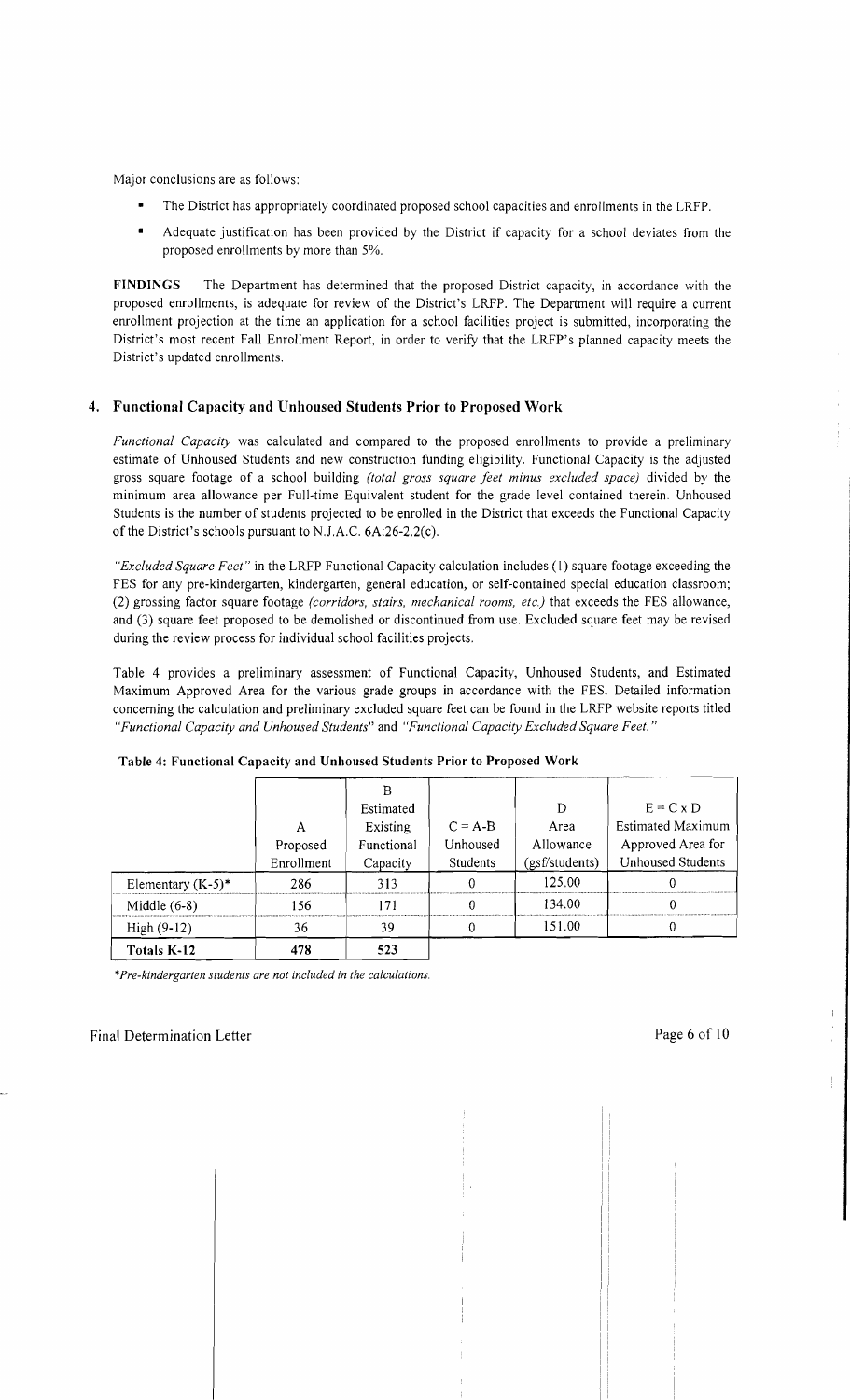Major conclusions are as follows:

- The District has appropriately coordinated proposed school capacities and enrollments in the LRFP.
- Adequate justification has been provided by the District if capacity for a school deviates from the proposed enrollments by more than 5%.

**FINDINGS** The Department has determined that the proposed District capacity, in accordance with the proposed enrollments, is adequate for review of the District's LRFP. The Department will require a current enrollment projection at the time an application for a school facilities project is submitted, incorporating the District's most recent Fall Enrollment Report, in order to verify that the LRFP's planned capacity meets the District's updated enrollments.

## 4. Functional Capacity and Unhoused Students Prior to Proposed Work

*Functional Capacity* was calculated and compared to the proposed enrollments to provide a preliminary estimate of Unhoused Students and new construction funding eligibility. Functional Capacity is the adjusted gross square footage of a school building *(total gross square feet minus excluded space)* divided by the minimum area allowance per Full-time Equivalent student for the grade level contained therein. Unhoused Students is the number of students projected to be enrolled in the District that exceeds the Functional Capacity of the District's schools pursuant to N.J.A.C. 6A:26-2.2(c).

*"Excluded Square Feet"* in the LRFP Functional Capacity calculation includes (1) square footage exceeding the FES for any pre-kindergarten, kindergarten, general education, or self-contained special education classroom; (2) grossing factor square footage *(corridors, stairs, mechanical rooms, etc.)* that exceeds the FES allowance, and (3) square feet proposed to be demolished or discontinued from use. Excluded square feet may be revised during the review process for individual school facilities projects.

Table 4 provides a preliminary assessment of Functional Capacity, Unhoused Students, and Estimated Maximum Approved Area for the various grade groups in accordance with the FES. Detailed information concerning the calculation and preliminary excluded square feet can be found in the LRFP website reports titled *"Functional Capacity and Unhoused Students"* and *"Functional Capacity Excluded Square Feet."*

**Table 4: Functional Capacity and Unhoused Students Prior to Proposed Work**

| | A Proposed Enrollment | B Estimated Existing Functional Capacity | C = A-B Unhoused Students | D Area Allowance (gsf/students) | E = C x D Estimated Maximum Approved Area for Unhoused Students |
|---|---|---|---|---|---|
| Elementary (K-5)* | 286 | 313 | 0 | 125.00 | 0 |
| Middle (6-8) | 156 | 171 | 0 | 134.00 | 0 |
| High (9-12) | 36 | 39 | 0 | 151.00 | 0 |
| **Totals K-12** | **478** | **523** | | | |

*\*Pre-kindergarten students are not included in the calculations.*

Final Determination Letter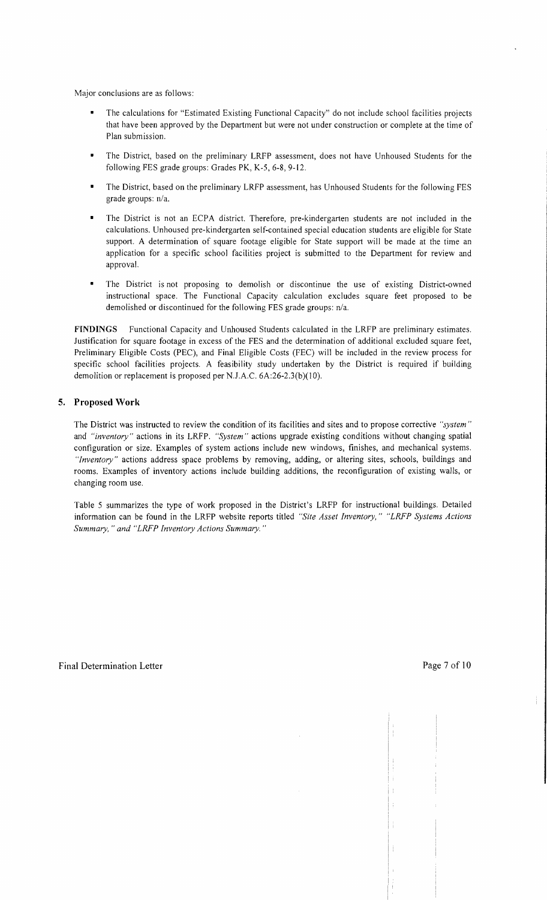Major conclusions are as follows:

- The calculations for "Estimated Existing Functional Capacity" do not include school facilities projects that have been approved by the Department but were not under construction or complete at the time of Plan submission.
- The District, based on the preliminary LRFP assessment, does not have Unhoused Students for the following FES grade groups: Grades PK, K-5, 6-8, 9-12.
- The District, based on the preliminary LRFP assessment, has Unhoused Students for the following FES grade groups: n/a.
- The District is not an ECPA district. Therefore, pre-kindergarten students are not included in the calculations. Unhoused pre-kindergarten self-contained special education students are eligible for State support. A determination of square footage eligible for State support will be made at the time an application for a specific school facilities project is submitted to the Department for review and approval.
- The District is not proposing to demolish or discontinue the use of existing District-owned instructional space. The Functional Capacity calculation excludes square feet proposed to be demolished or discontinued for the following FES grade groups: n/a.

**FINDINGS** Functional Capacity and Unhoused Students calculated in the LRFP are preliminary estimates. Justification for square footage in excess of the FES and the determination of additional excluded square feet, Preliminary Eligible Costs (PEC), and Final Eligible Costs (FEC) will be included in the review process for specific school facilities projects. A feasibility study undertaken by the District is required if building demolition or replacement is proposed per N.J.A.C. 6A:26-2.3(b)(10).

## 5. Proposed Work

The District was instructed to review the condition of its facilities and sites and to propose corrective *"system"* and *"inventory"* actions in its LRFP. *"System"* actions upgrade existing conditions without changing spatial configuration or size. Examples of system actions include new windows, finishes, and mechanical systems. *"Inventory"* actions address space problems by removing, adding, or altering sites, schools, buildings and rooms. Examples of inventory actions include building additions, the reconfiguration of existing walls, or changing room use.

Table 5 summarizes the type of work proposed in the District's LRFP for instructional buildings. Detailed information can be found in the LRFP website reports titled *"Site Asset Inventory," "LRFP Systems Actions Summary," and "LRFP Inventory Actions Summary."*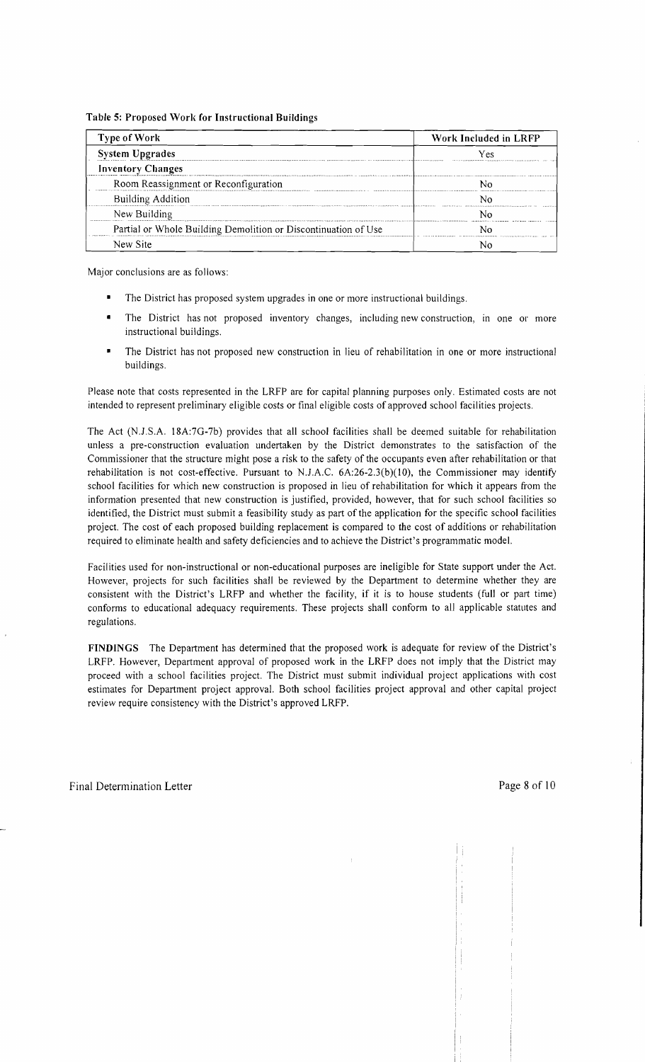**Table 5: Proposed Work for Instructional Buildings**

| Type of Work | Work Included in LRFP |
|---|---|
| **System Upgrades** | Yes |
| **Inventory Changes** | |
| Room Reassignment or Reconfiguration | No |
| Building Addition | No |
| New Building | No |
| Partial or Whole Building Demolition or Discontinuation of Use | No |
| New Site | No |

Major conclusions are as follows:

- The District has proposed system upgrades in one or more instructional buildings.
- The District has not proposed inventory changes, including new construction, in one or more instructional buildings.
- The District has not proposed new construction in lieu of rehabilitation in one or more instructional buildings.

Please note that costs represented in the LRFP are for capital planning purposes only. Estimated costs are not intended to represent preliminary eligible costs or final eligible costs of approved school facilities projects.

The Act (N.J.S.A. 18A:7G-7b) provides that all school facilities shall be deemed suitable for rehabilitation unless a pre-construction evaluation undertaken by the District demonstrates to the satisfaction of the Commissioner that the structure might pose a risk to the safety of the occupants even after rehabilitation or that rehabilitation is not cost-effective. Pursuant to N.J.A.C. 6A:26-2.3(b)(10), the Commissioner may identify school facilities for which new construction is proposed in lieu of rehabilitation for which it appears from the information presented that new construction is justified, provided, however, that for such school facilities so identified, the District must submit a feasibility study as part of the application for the specific school facilities project. The cost of each proposed building replacement is compared to the cost of additions or rehabilitation required to eliminate health and safety deficiencies and to achieve the District's programmatic model.

Facilities used for non-instructional or non-educational purposes are ineligible for State support under the Act. However, projects for such facilities shall be reviewed by the Department to determine whether they are consistent with the District's LRFP and whether the facility, if it is to house students (full or part time) conforms to educational adequacy requirements. These projects shall conform to all applicable statutes and regulations.

**FINDINGS** The Department has determined that the proposed work is adequate for review of the District's LRFP. However, Department approval of proposed work in the LRFP does not imply that the District may proceed with a school facilities project. The District must submit individual project applications with cost estimates for Department project approval. Both school facilities project approval and other capital project review require consistency with the District's approved LRFP.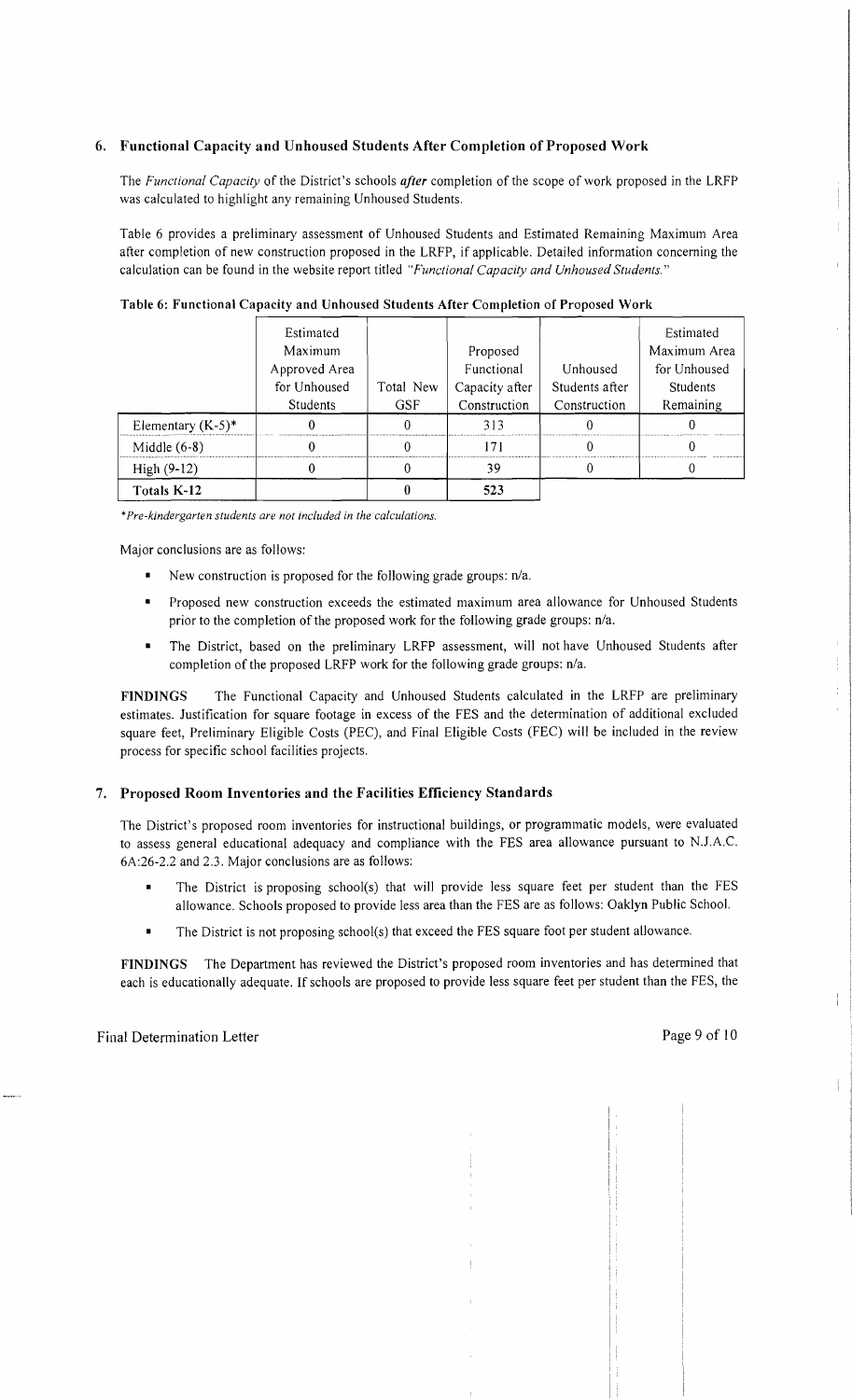## 6. Functional Capacity and Unhoused Students After Completion of Proposed Work

The *Functional Capacity* of the District's schools ***after*** completion of the scope of work proposed in the LRFP was calculated to highlight any remaining Unhoused Students.

Table 6 provides a preliminary assessment of Unhoused Students and Estimated Remaining Maximum Area after completion of new construction proposed in the LRFP, if applicable. Detailed information concerning the calculation can be found in the website report titled *"Functional Capacity and Unhoused Students."*

**Table 6: Functional Capacity and Unhoused Students After Completion of Proposed Work**

| | Estimated Maximum Approved Area for Unhoused Students | Total New GSF | Proposed Functional Capacity after Construction | Unhoused Students after Construction | Estimated Maximum Area for Unhoused Students Remaining |
|---|---|---|---|---|---|
| Elementary (K-5)* | 0 | 0 | 313 | 0 | 0 |
| Middle (6-8) | 0 | 0 | 171 | 0 | 0 |
| High (9-12) | 0 | 0 | 39 | 0 | 0 |
| **Totals K-12** | | **0** | **523** | | |

*\*Pre-kindergarten students are not included in the calculations.*

Major conclusions are as follows:

- New construction is proposed for the following grade groups: n/a.
- Proposed new construction exceeds the estimated maximum area allowance for Unhoused Students prior to the completion of the proposed work for the following grade groups: n/a.
- The District, based on the preliminary LRFP assessment, will not have Unhoused Students after completion of the proposed LRFP work for the following grade groups: n/a.

**FINDINGS** The Functional Capacity and Unhoused Students calculated in the LRFP are preliminary estimates. Justification for square footage in excess of the FES and the determination of additional excluded square feet, Preliminary Eligible Costs (PEC), and Final Eligible Costs (FEC) will be included in the review process for specific school facilities projects.

## 7. Proposed Room Inventories and the Facilities Efficiency Standards

The District's proposed room inventories for instructional buildings, or programmatic models, were evaluated to assess general educational adequacy and compliance with the FES area allowance pursuant to N.J.A.C. 6A:26-2.2 and 2.3. Major conclusions are as follows:

- The District is proposing school(s) that will provide less square feet per student than the FES allowance. Schools proposed to provide less area than the FES are as follows: Oaklyn Public School.
- The District is not proposing school(s) that exceed the FES square foot per student allowance.

**FINDINGS** The Department has reviewed the District's proposed room inventories and has determined that each is educationally adequate. If schools are proposed to provide less square feet per student than the FES, the

Final Determination Letter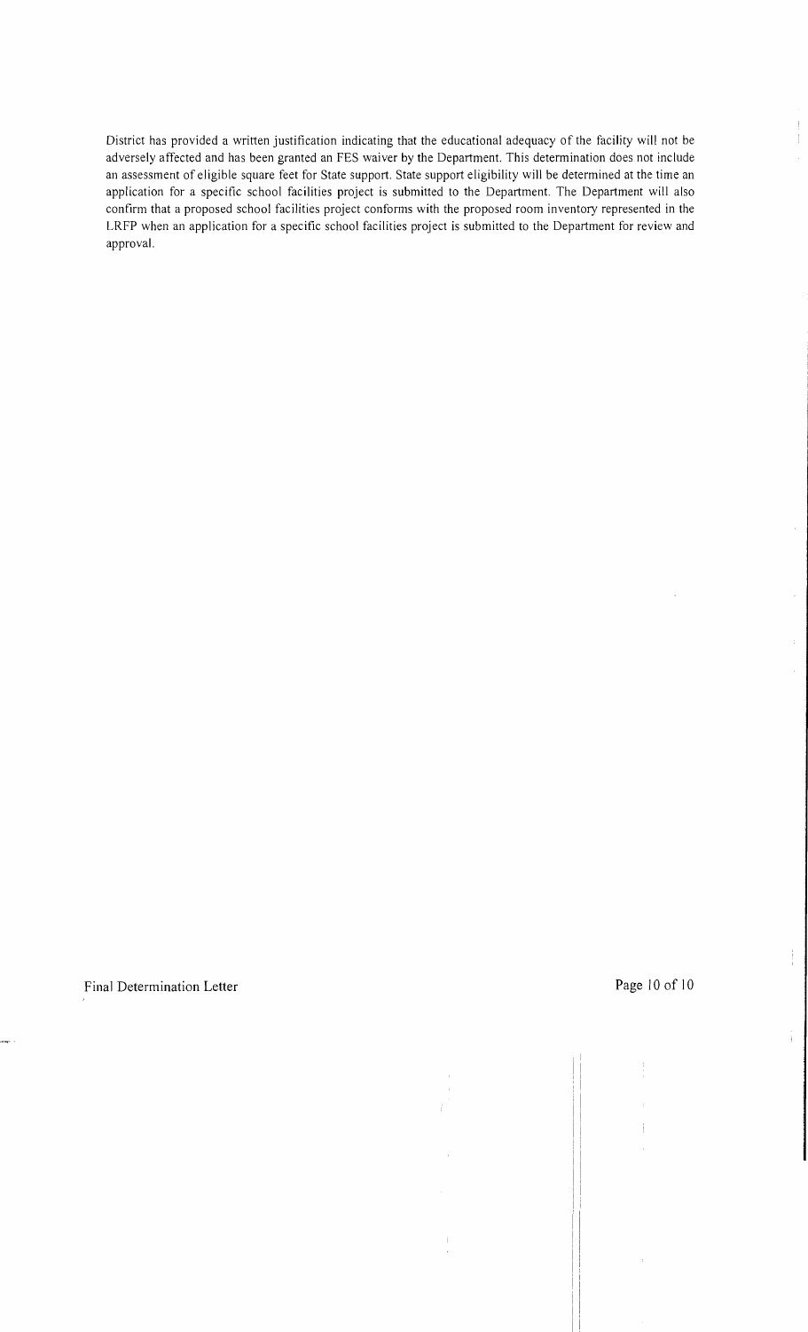District has provided a written justification indicating that the educational adequacy of the facility will not be adversely affected and has been granted an FES waiver by the Department. This determination does not include an assessment of eligible square feet for State support. State support eligibility will be determined at the time an application for a specific school facilities project is submitted to the Department. The Department will also confirm that a proposed school facilities project conforms with the proposed room inventory represented in the LRFP when an application for a specific school facilities project is submitted to the Department for review and approval.